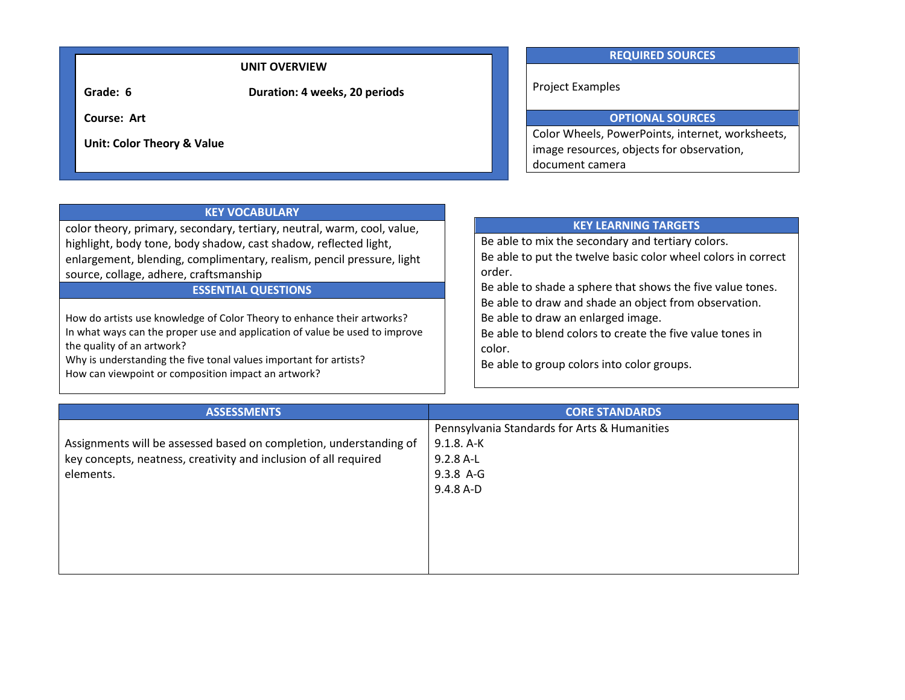## UNIT OVERVIEW

**Grade: 6** **Duration: 4 weeks, 20 periods**

**Course: Art**

**Unit: Color Theory & Value**

## REQUIRED SOURCES

Project Examples

## OPTIONAL SOURCES

Color Wheels, PowerPoints, internet, worksheets, image resources, objects for observation, document camera

## KEY VOCABULARY

color theory, primary, secondary, tertiary, neutral, warm, cool, value, highlight, body tone, body shadow, cast shadow, reflected light, enlargement, blending, complimentary, realism, pencil pressure, light source, collage, adhere, craftsmanship

## ESSENTIAL QUESTIONS

How do artists use knowledge of Color Theory to enhance their artworks?
In what ways can the proper use and application of value be used to improve the quality of an artwork?
Why is understanding the five tonal values important for artists?
How can viewpoint or composition impact an artwork?

## KEY LEARNING TARGETS

Be able to mix the secondary and tertiary colors.
Be able to put the twelve basic color wheel colors in correct order.
Be able to shade a sphere that shows the five value tones.
Be able to draw and shade an object from observation.
Be able to draw an enlarged image.
Be able to blend colors to create the five value tones in color.
Be able to group colors into color groups.

## ASSESSMENTS

Assignments will be assessed based on completion, understanding of key concepts, neatness, creativity and inclusion of all required elements.

## CORE STANDARDS

Pennsylvania Standards for Arts & Humanities
9.1.8. A-K
9.2.8 A-L
9.3.8 A-G
9.4.8 A-D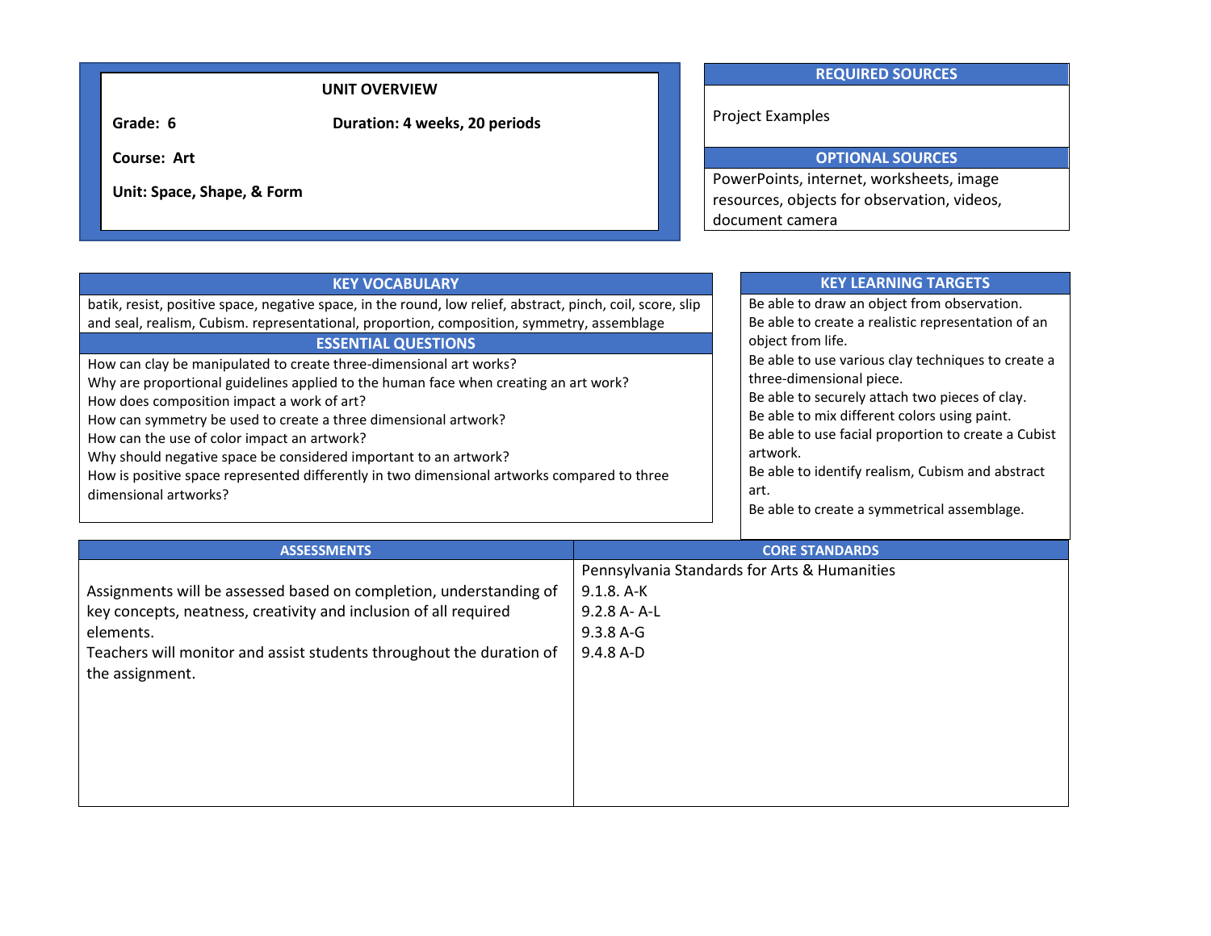## UNIT OVERVIEW

**Grade: 6** **Duration: 4 weeks, 20 periods**

**Course: Art**

**Unit: Space, Shape, & Form**

## REQUIRED SOURCES

Project Examples

## OPTIONAL SOURCES

PowerPoints, internet, worksheets, image resources, objects for observation, videos, document camera

## KEY VOCABULARY

batik, resist, positive space, negative space, in the round, low relief, abstract, pinch, coil, score, slip and seal, realism, Cubism. representational, proportion, composition, symmetry, assemblage

## ESSENTIAL QUESTIONS

How can clay be manipulated to create three-dimensional art works?
Why are proportional guidelines applied to the human face when creating an art work?
How does composition impact a work of art?
How can symmetry be used to create a three dimensional artwork?
How can the use of color impact an artwork?
Why should negative space be considered important to an artwork?
How is positive space represented differently in two dimensional artworks compared to three dimensional artworks?

## KEY LEARNING TARGETS

Be able to draw an object from observation.
Be able to create a realistic representation of an object from life.
Be able to use various clay techniques to create a three-dimensional piece.
Be able to securely attach two pieces of clay.
Be able to mix different colors using paint.
Be able to use facial proportion to create a Cubist artwork.
Be able to identify realism, Cubism and abstract art.
Be able to create a symmetrical assemblage.

## ASSESSMENTS

Assignments will be assessed based on completion, understanding of key concepts, neatness, creativity and inclusion of all required elements.
Teachers will monitor and assist students throughout the duration of the assignment.

## CORE STANDARDS

Pennsylvania Standards for Arts & Humanities
9.1.8. A-K
9.2.8 A- A-L
9.3.8 A-G
9.4.8 A-D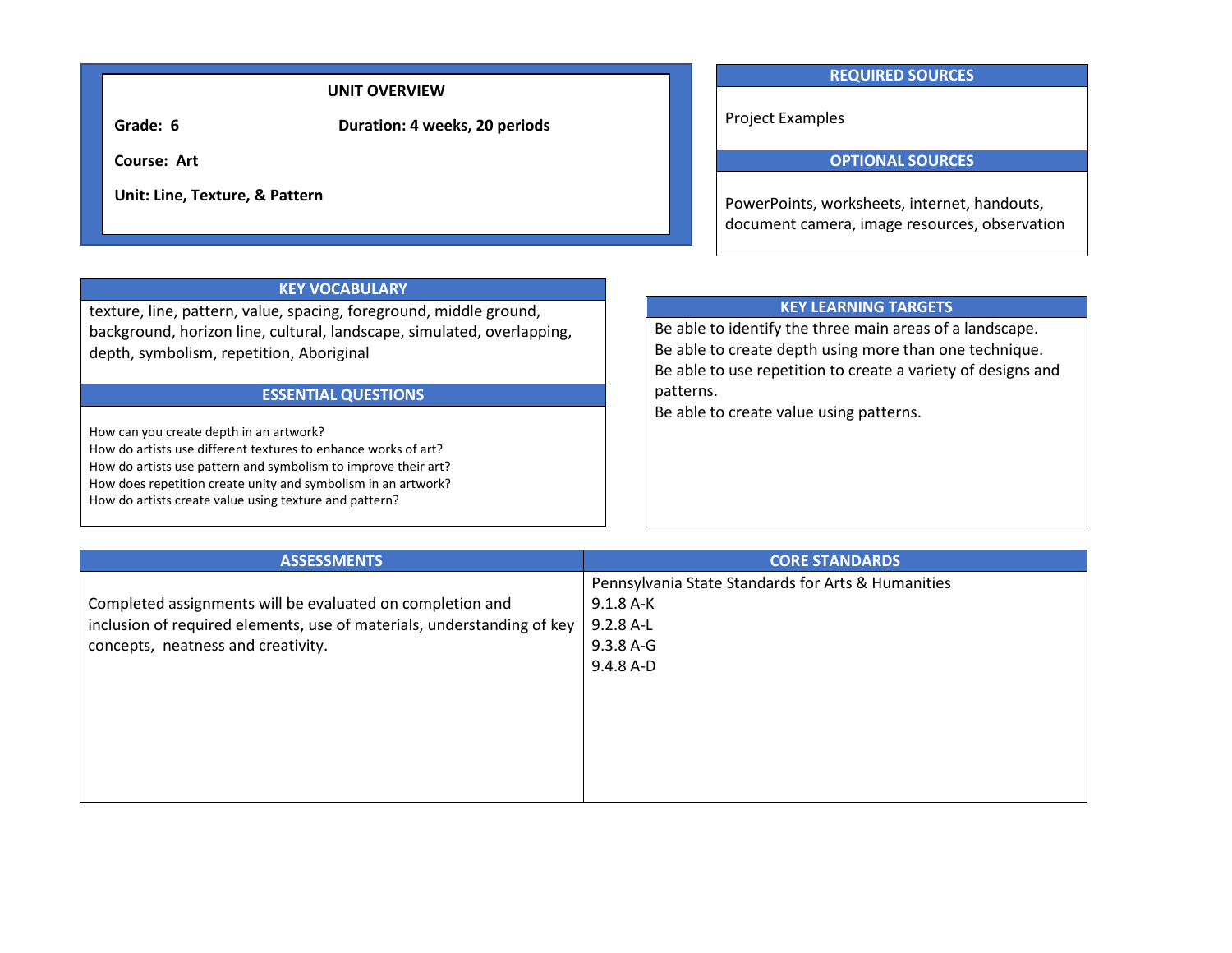## UNIT OVERVIEW

**Grade: 6** **Duration: 4 weeks, 20 periods**

**Course: Art**

**Unit: Line, Texture, & Pattern**

## REQUIRED SOURCES

Project Examples

## OPTIONAL SOURCES

PowerPoints, worksheets, internet, handouts, document camera, image resources, observation

## KEY VOCABULARY

texture, line, pattern, value, spacing, foreground, middle ground, background, horizon line, cultural, landscape, simulated, overlapping, depth, symbolism, repetition, Aboriginal

## ESSENTIAL QUESTIONS

How can you create depth in an artwork?
How do artists use different textures to enhance works of art?
How do artists use pattern and symbolism to improve their art?
How does repetition create unity and symbolism in an artwork?
How do artists create value using texture and pattern?

## KEY LEARNING TARGETS

Be able to identify the three main areas of a landscape.
Be able to create depth using more than one technique.
Be able to use repetition to create a variety of designs and patterns.
Be able to create value using patterns.

## ASSESSMENTS

Completed assignments will be evaluated on completion and inclusion of required elements, use of materials, understanding of key concepts, neatness and creativity.

## CORE STANDARDS

Pennsylvania State Standards for Arts & Humanities
9.1.8 A-K
9.2.8 A-L
9.3.8 A-G
9.4.8 A-D